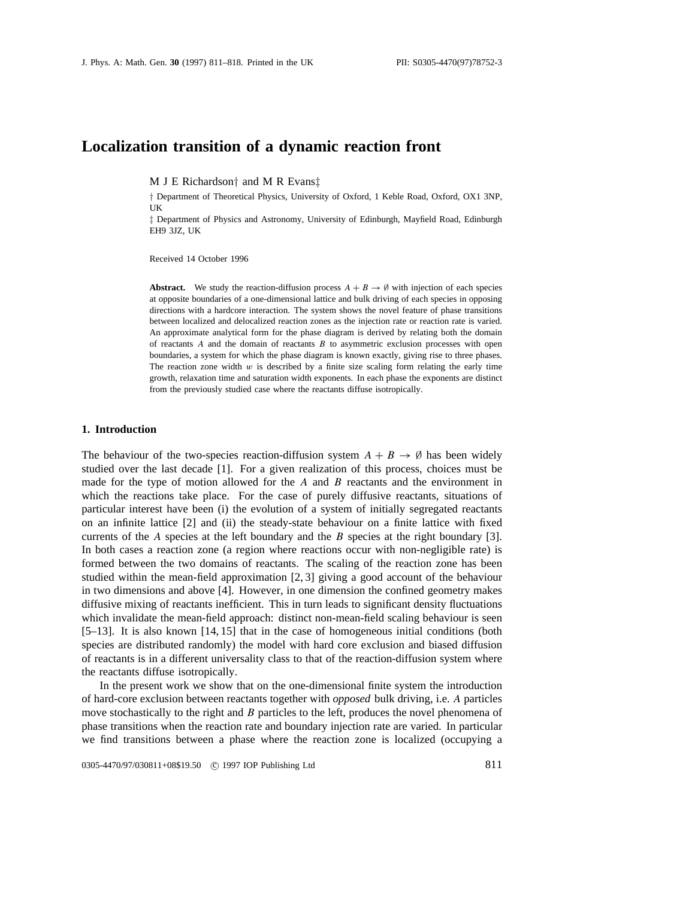# Localization transition of a dynamic reaction front

M J E Richardson† and M R Evans‡

† Department of Theoretical Physics, University of Oxford, 1 Keble Road, Oxford, OX1 3NP, UK

‡ Department of Physics and Astronomy, University of Edinburgh, Mayfield Road, Edinburgh EH9 3JZ, UK

Received 14 October 1996

**Abstract.** We study the reaction-diffusion process $A + B \to \emptyset$ with injection of each species at opposite boundaries of a one-dimensional lattice and bulk driving of each species in opposing directions with a hardcore interaction. The system shows the novel feature of phase transitions between localized and delocalized reaction zones as the injection rate or reaction rate is varied. An approximate analytical form for the phase diagram is derived by relating both the domain of reactants $A$ and the domain of reactants $B$ to asymmetric exclusion processes with open boundaries, a system for which the phase diagram is known exactly, giving rise to three phases. The reaction zone width $w$ is described by a finite size scaling form relating the early time growth, relaxation time and saturation width exponents. In each phase the exponents are distinct from the previously studied case where the reactants diffuse isotropically.

## 1. Introduction

The behaviour of the two-species reaction-diffusion system $A + B \to \emptyset$ has been widely studied over the last decade [1]. For a given realization of this process, choices must be made for the type of motion allowed for the $A$ and $B$ reactants and the environment in which the reactions take place. For the case of purely diffusive reactants, situations of particular interest have been (i) the evolution of a system of initially segregated reactants on an infinite lattice [2] and (ii) the steady-state behaviour on a finite lattice with fixed currents of the $A$ species at the left boundary and the $B$ species at the right boundary [3]. In both cases a reaction zone (a region where reactions occur with non-negligible rate) is formed between the two domains of reactants. The scaling of the reaction zone has been studied within the mean-field approximation [2, 3] giving a good account of the behaviour in two dimensions and above [4]. However, in one dimension the confined geometry makes diffusive mixing of reactants inefficient. This in turn leads to significant density fluctuations which invalidate the mean-field approach: distinct non-mean-field scaling behaviour is seen [5–13]. It is also known [14, 15] that in the case of homogeneous initial conditions (both species are distributed randomly) the model with hard core exclusion and biased diffusion of reactants is in a different universality class to that of the reaction-diffusion system where the reactants diffuse isotropically.

In the present work we show that on the one-dimensional finite system the introduction of hard-core exclusion between reactants together with *opposed* bulk driving, i.e. $A$ particles move stochastically to the right and $B$ particles to the left, produces the novel phenomena of phase transitions when the reaction rate and boundary injection rate are varied. In particular we find transitions between a phase where the reaction zone is localized (occupying a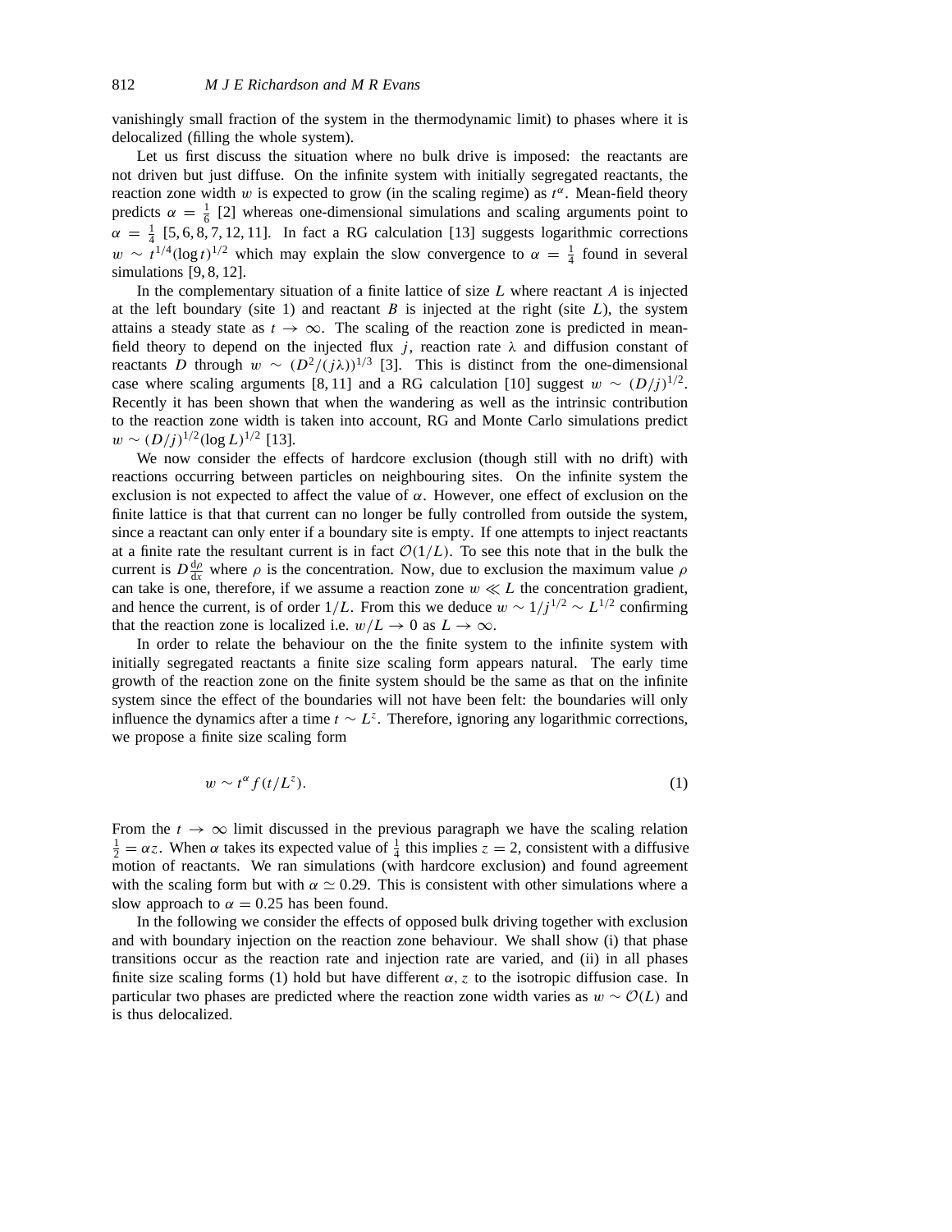vanishingly small fraction of the system in the thermodynamic limit) to phases where it is delocalized (filling the whole system).

Let us first discuss the situation where no bulk drive is imposed: the reactants are not driven but just diffuse. On the infinite system with initially segregated reactants, the reaction zone width $w$ is expected to grow (in the scaling regime) as $t^{\alpha}$. Mean-field theory predicts $\alpha = \frac{1}{6}$ [2] whereas one-dimensional simulations and scaling arguments point to $\alpha = \frac{1}{4}$ [5, 6, 8, 7, 12, 11]. In fact a RG calculation [13] suggests logarithmic corrections $w \sim t^{1/4}(\log t)^{1/2}$ which may explain the slow convergence to $\alpha = \frac{1}{4}$ found in several simulations [9, 8, 12].

In the complementary situation of a finite lattice of size $L$ where reactant $A$ is injected at the left boundary (site 1) and reactant $B$ is injected at the right (site $L$), the system attains a steady state as $t \to \infty$. The scaling of the reaction zone is predicted in mean-field theory to depend on the injected flux $j$, reaction rate $\lambda$ and diffusion constant of reactants $D$ through $w \sim (D^2/(j\lambda))^{1/3}$ [3]. This is distinct from the one-dimensional case where scaling arguments [8, 11] and a RG calculation [10] suggest $w \sim (D/j)^{1/2}$. Recently it has been shown that when the wandering as well as the intrinsic contribution to the reaction zone width is taken into account, RG and Monte Carlo simulations predict $w \sim (D/j)^{1/2}(\log L)^{1/2}$ [13].

We now consider the effects of hardcore exclusion (though still with no drift) with reactions occurring between particles on neighbouring sites. On the infinite system the exclusion is not expected to affect the value of $\alpha$. However, one effect of exclusion on the finite lattice is that that current can no longer be fully controlled from outside the system, since a reactant can only enter if a boundary site is empty. If one attempts to inject reactants at a finite rate the resultant current is in fact $\mathcal{O}(1/L)$. To see this note that in the bulk the current is $D\frac{\mathrm{d}\rho}{\mathrm{d}x}$ where $\rho$ is the concentration. Now, due to exclusion the maximum value $\rho$ can take is one, therefore, if we assume a reaction zone $w \ll L$ the concentration gradient, and hence the current, is of order $1/L$. From this we deduce $w \sim 1/j^{1/2} \sim L^{1/2}$ confirming that the reaction zone is localized i.e. $w/L \to 0$ as $L \to \infty$.

In order to relate the behaviour on the finite system to the infinite system with initially segregated reactants a finite size scaling form appears natural. The early time growth of the reaction zone on the finite system should be the same as that on the infinite system since the effect of the boundaries will not have been felt: the boundaries will only influence the dynamics after a time $t \sim L^z$. Therefore, ignoring any logarithmic corrections, we propose a finite size scaling form

$$w \sim t^{\alpha} f(t/L^z). \tag{1}$$

From the $t \to \infty$ limit discussed in the previous paragraph we have the scaling relation $\frac{1}{2} = \alpha z$. When $\alpha$ takes its expected value of $\frac{1}{4}$ this implies $z = 2$, consistent with a diffusive motion of reactants. We ran simulations (with hardcore exclusion) and found agreement with the scaling form but with $\alpha \simeq 0.29$. This is consistent with other simulations where a slow approach to $\alpha = 0.25$ has been found.

In the following we consider the effects of opposed bulk driving together with exclusion and with boundary injection on the reaction zone behaviour. We shall show (i) that phase transitions occur as the reaction rate and injection rate are varied, and (ii) in all phases finite size scaling forms (1) hold but have different $\alpha, z$ to the isotropic diffusion case. In particular two phases are predicted where the reaction zone width varies as $w \sim \mathcal{O}(L)$ and is thus delocalized.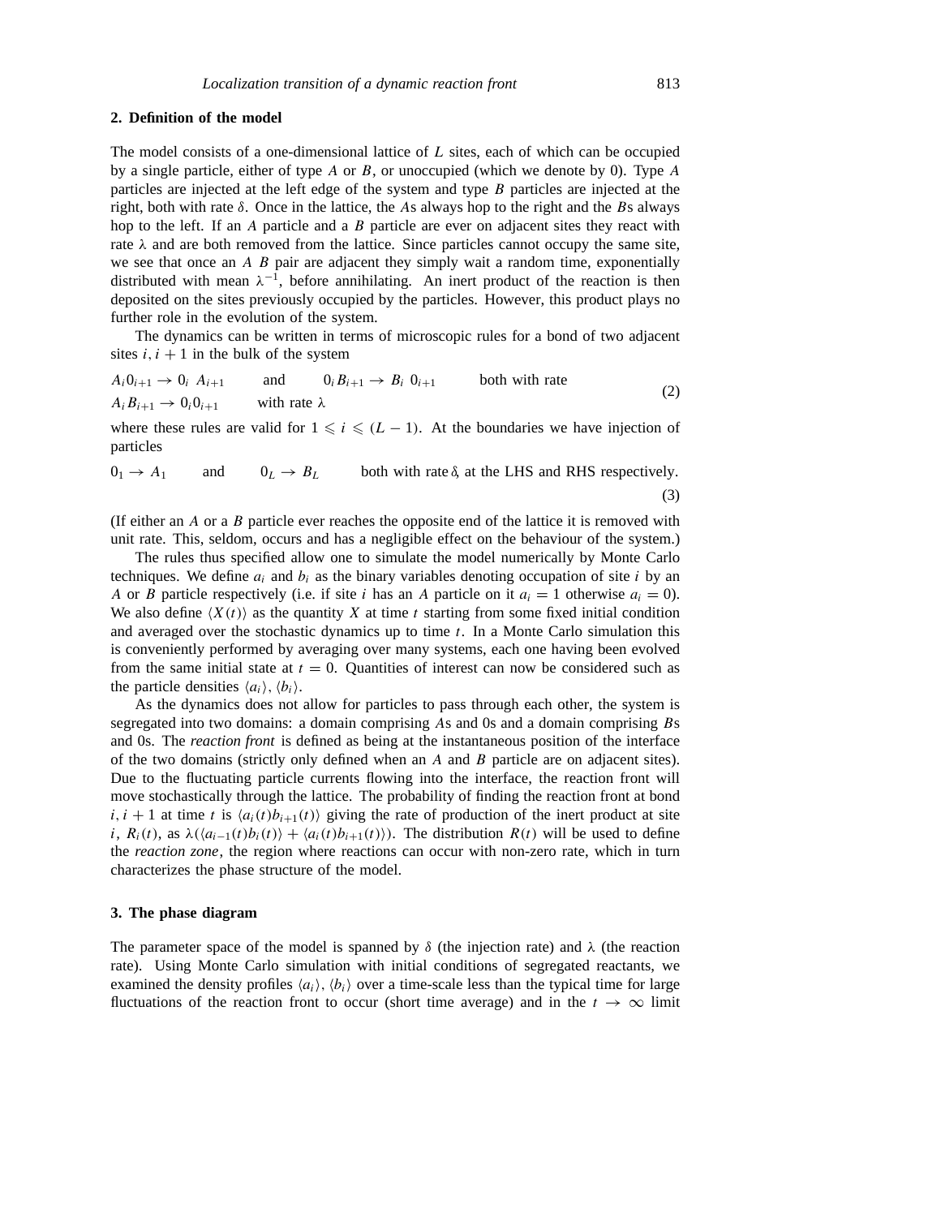## 2. Definition of the model

The model consists of a one-dimensional lattice of $L$ sites, each of which can be occupied by a single particle, either of type $A$ or $B$, or unoccupied (which we denote by 0). Type $A$ particles are injected at the left edge of the system and type $B$ particles are injected at the right, both with rate $\delta$. Once in the lattice, the $A$s always hop to the right and the $B$s always hop to the left. If an $A$ particle and a $B$ particle are ever on adjacent sites they react with rate $\lambda$ and are both removed from the lattice. Since particles cannot occupy the same site, we see that once an $A$ $B$ pair are adjacent they simply wait a random time, exponentially distributed with mean $\lambda^{-1}$, before annihilating. An inert product of the reaction is then deposited on the sites previously occupied by the particles. However, this product plays no further role in the evolution of the system.

The dynamics can be written in terms of microscopic rules for a bond of two adjacent sites $i, i+1$ in the bulk of the system

$$
\begin{aligned}
&A_i 0_{i+1} \rightarrow 0_i\ A_{i+1} \qquad \text{and} \qquad 0_i B_{i+1} \rightarrow B_i\ 0_{i+1} \qquad \text{both with rate} \\
&A_i B_{i+1} \rightarrow 0_i 0_{i+1} \qquad \text{with rate } \lambda
\end{aligned}
\tag{2}
$$

where these rules are valid for $1 \leqslant i \leqslant (L-1)$. At the boundaries we have injection of particles

$$
0_1 \rightarrow A_1 \qquad \text{and} \qquad 0_L \rightarrow B_L \qquad \text{both with rate } \delta \text{, at the LHS and RHS respectively.} \tag{3}
$$

(If either an $A$ or a $B$ particle ever reaches the opposite end of the lattice it is removed with unit rate. This, seldom, occurs and has a negligible effect on the behaviour of the system.)

The rules thus specified allow one to simulate the model numerically by Monte Carlo techniques. We define $a_i$ and $b_i$ as the binary variables denoting occupation of site $i$ by an $A$ or $B$ particle respectively (i.e. if site $i$ has an $A$ particle on it $a_i = 1$ otherwise $a_i = 0$). We also define $\langle X(t)\rangle$ as the quantity $X$ at time $t$ starting from some fixed initial condition and averaged over the stochastic dynamics up to time $t$. In a Monte Carlo simulation this is conveniently performed by averaging over many systems, each one having been evolved from the same initial state at $t = 0$. Quantities of interest can now be considered such as the particle densities $\langle a_i\rangle$, $\langle b_i\rangle$.

As the dynamics does not allow for particles to pass through each other, the system is segregated into two domains: a domain comprising $A$s and 0s and a domain comprising $B$s and 0s. The *reaction front* is defined as being at the instantaneous position of the interface of the two domains (strictly only defined when an $A$ and $B$ particle are on adjacent sites). Due to the fluctuating particle currents flowing into the interface, the reaction front will move stochastically through the lattice. The probability of finding the reaction front at bond $i, i+1$ at time $t$ is $\langle a_i(t) b_{i+1}(t)\rangle$ giving the rate of production of the inert product at site $i$, $R_i(t)$, as $\lambda(\langle a_{i-1}(t) b_i(t)\rangle + \langle a_i(t) b_{i+1}(t)\rangle)$. The distribution $R(t)$ will be used to define the *reaction zone*, the region where reactions can occur with non-zero rate, which in turn characterizes the phase structure of the model.

## 3. The phase diagram

The parameter space of the model is spanned by $\delta$ (the injection rate) and $\lambda$ (the reaction rate). Using Monte Carlo simulation with initial conditions of segregated reactants, we examined the density profiles $\langle a_i\rangle$, $\langle b_i\rangle$ over a time-scale less than the typical time for large fluctuations of the reaction front to occur (short time average) and in the $t \rightarrow \infty$ limit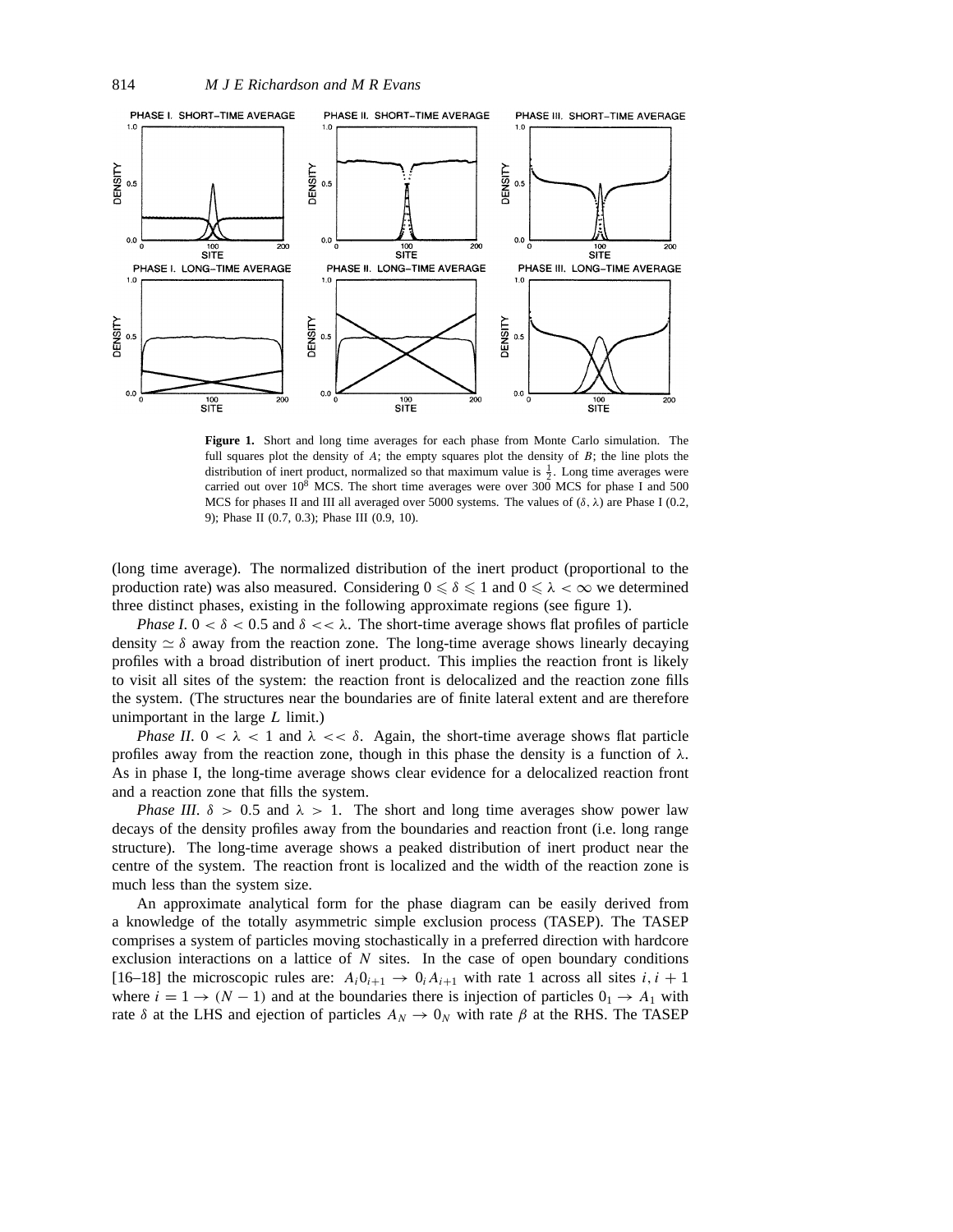PHASE I. SHORT-TIME AVERAGE

PHASE II. SHORT-TIME AVERAGE

PHASE III. SHORT-TIME AVERAGE

PHASE I. LONG-TIME AVERAGE

PHASE II. LONG-TIME AVERAGE

PHASE III. LONG-TIME AVERAGE

DENSITY

SITE

0.0 0.5 1.0

0 100 200

**Figure 1.** Short and long time averages for each phase from Monte Carlo simulation. The full squares plot the density of $A$; the empty squares plot the density of $B$; the line plots the distribution of inert product, normalized so that maximum value is $\frac{1}{2}$. Long time averages were carried out over $10^8$ MCS. The short time averages were over 300 MCS for phase I and 500 MCS for phases II and III all averaged over 5000 systems. The values of $(\delta, \lambda)$ are Phase I (0.2, 9); Phase II (0.7, 0.3); Phase III (0.9, 10).

(long time average). The normalized distribution of the inert product (proportional to the production rate) was also measured. Considering $0 \leqslant \delta \leqslant 1$ and $0 \leqslant \lambda < \infty$ we determined three distinct phases, existing in the following approximate regions (see figure 1).

*Phase I.* $0 < \delta < 0.5$ and $\delta << \lambda$. The short-time average shows flat profiles of particle density $\simeq \delta$ away from the reaction zone. The long-time average shows linearly decaying profiles with a broad distribution of inert product. This implies the reaction front is likely to visit all sites of the system: the reaction front is delocalized and the reaction zone fills the system. (The structures near the boundaries are of finite lateral extent and are therefore unimportant in the large $L$ limit.)

*Phase II.* $0 < \lambda < 1$ and $\lambda << \delta$. Again, the short-time average shows flat particle profiles away from the reaction zone, though in this phase the density is a function of $\lambda$. As in phase I, the long-time average shows clear evidence for a delocalized reaction front and a reaction zone that fills the system.

*Phase III.* $\delta > 0.5$ and $\lambda > 1$. The short and long time averages show power law decays of the density profiles away from the boundaries and reaction front (i.e. long range structure). The long-time average shows a peaked distribution of inert product near the centre of the system. The reaction front is localized and the width of the reaction zone is much less than the system size.

An approximate analytical form for the phase diagram can be easily derived from a knowledge of the totally asymmetric simple exclusion process (TASEP). The TASEP comprises a system of particles moving stochastically in a preferred direction with hardcore exclusion interactions on a lattice of $N$ sites. In the case of open boundary conditions [16–18] the microscopic rules are: $A_i 0_{i+1} \to 0_i A_{i+1}$ with rate 1 across all sites $i, i+1$ where $i = 1 \to (N-1)$ and at the boundaries there is injection of particles $0_1 \to A_1$ with rate $\delta$ at the LHS and ejection of particles $A_N \to 0_N$ with rate $\beta$ at the RHS. The TASEP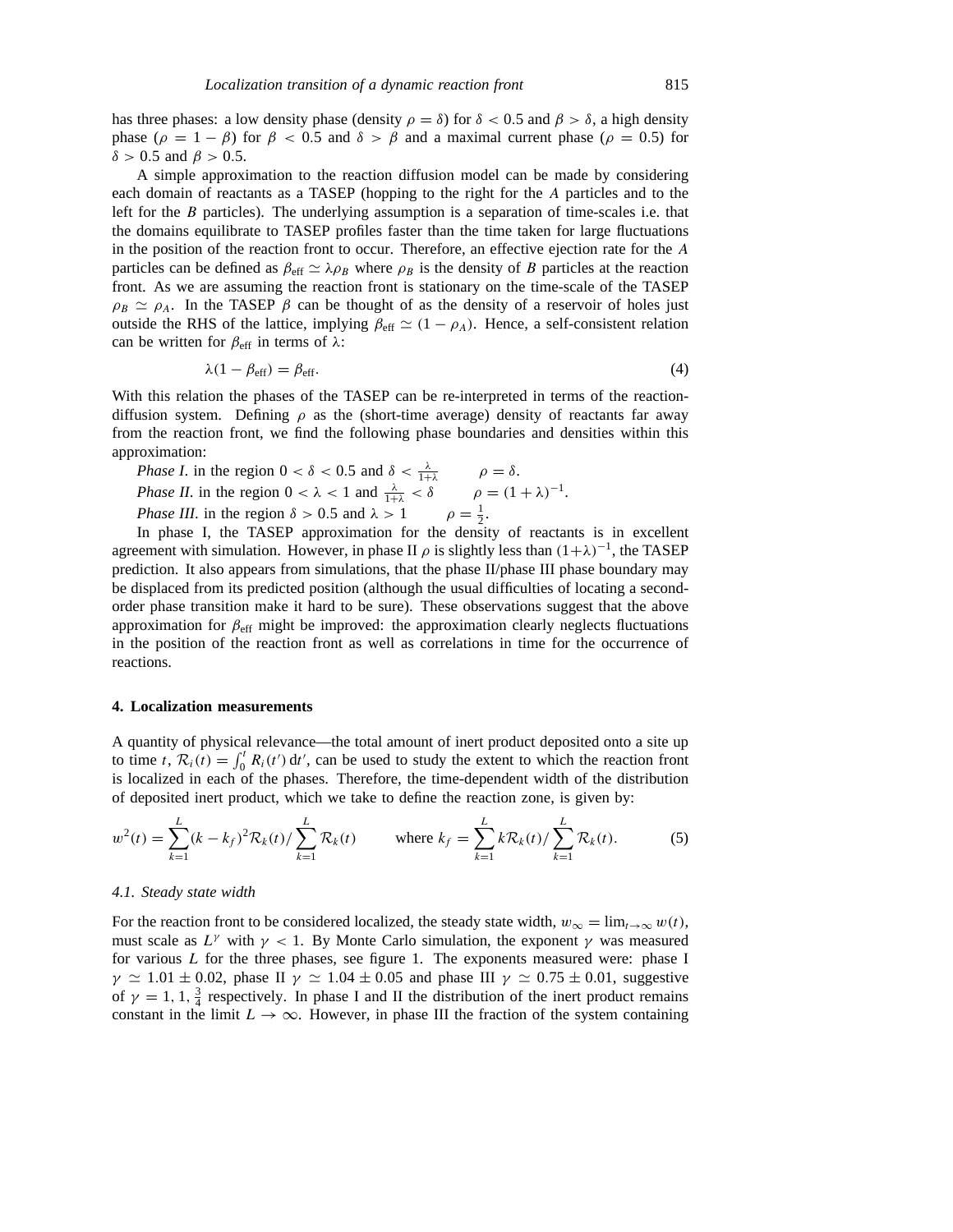has three phases: a low density phase (density $\rho = \delta$) for $\delta < 0.5$ and $\beta > \delta$, a high density phase ($\rho = 1 - \beta$) for $\beta < 0.5$ and $\delta > \beta$ and a maximal current phase ($\rho = 0.5$) for $\delta > 0.5$ and $\beta > 0.5$.

A simple approximation to the reaction diffusion model can be made by considering each domain of reactants as a TASEP (hopping to the right for the $A$ particles and to the left for the $B$ particles). The underlying assumption is a separation of time-scales i.e. that the domains equilibrate to TASEP profiles faster than the time taken for large fluctuations in the position of the reaction front to occur. Therefore, an effective ejection rate for the $A$ particles can be defined as $\beta_{\text{eff}} \simeq \lambda \rho_B$ where $\rho_B$ is the density of $B$ particles at the reaction front. As we are assuming the reaction front is stationary on the time-scale of the TASEP $\rho_B \simeq \rho_A$. In the TASEP $\beta$ can be thought of as the density of a reservoir of holes just outside the RHS of the lattice, implying $\beta_{\text{eff}} \simeq (1 - \rho_A)$. Hence, a self-consistent relation can be written for $\beta_{\text{eff}}$ in terms of $\lambda$:

$$\lambda(1 - \beta_{\text{eff}}) = \beta_{\text{eff}}. \tag{4}$$

With this relation the phases of the TASEP can be re-interpreted in terms of the reaction-diffusion system. Defining $\rho$ as the (short-time average) density of reactants far away from the reaction front, we find the following phase boundaries and densities within this approximation:

*Phase I.* in the region $0 < \delta < 0.5$ and $\delta < \frac{\lambda}{1+\lambda}$ $\qquad \rho = \delta$.

*Phase II.* in the region $0 < \lambda < 1$ and $\frac{\lambda}{1+\lambda} < \delta$ $\qquad \rho = (1 + \lambda)^{-1}$.

*Phase III.* in the region $\delta > 0.5$ and $\lambda > 1$ $\qquad \rho = \frac{1}{2}$.

In phase I, the TASEP approximation for the density of reactants is in excellent agreement with simulation. However, in phase II $\rho$ is slightly less than $(1+\lambda)^{-1}$, the TASEP prediction. It also appears from simulations, that the phase II/phase III phase boundary may be displaced from its predicted position (although the usual difficulties of locating a second-order phase transition make it hard to be sure). These observations suggest that the above approximation for $\beta_{\text{eff}}$ might be improved: the approximation clearly neglects fluctuations in the position of the reaction front as well as correlations in time for the occurrence of reactions.

## 4. Localization measurements

A quantity of physical relevance—the total amount of inert product deposited onto a site up to time $t$, $\mathcal{R}_i(t) = \int_0^t R_i(t')\,\mathrm{d}t'$, can be used to study the extent to which the reaction front is localized in each of the phases. Therefore, the time-dependent width of the distribution of deposited inert product, which we take to define the reaction zone, is given by:

$$w^2(t) = \sum_{k=1}^{L} (k - k_f)^2 \mathcal{R}_k(t) / \sum_{k=1}^{L} \mathcal{R}_k(t) \qquad \text{where } k_f = \sum_{k=1}^{L} k \mathcal{R}_k(t) / \sum_{k=1}^{L} \mathcal{R}_k(t). \tag{5}$$

### 4.1. Steady state width

For the reaction front to be considered localized, the steady state width, $w_\infty = \lim_{t\to\infty} w(t)$, must scale as $L^\gamma$ with $\gamma < 1$. By Monte Carlo simulation, the exponent $\gamma$ was measured for various $L$ for the three phases, see figure 1. The exponents measured were: phase I $\gamma \simeq 1.01 \pm 0.02$, phase II $\gamma \simeq 1.04 \pm 0.05$ and phase III $\gamma \simeq 0.75 \pm 0.01$, suggestive of $\gamma = 1, 1, \frac{3}{4}$ respectively. In phase I and II the distribution of the inert product remains constant in the limit $L \to \infty$. However, in phase III the fraction of the system containing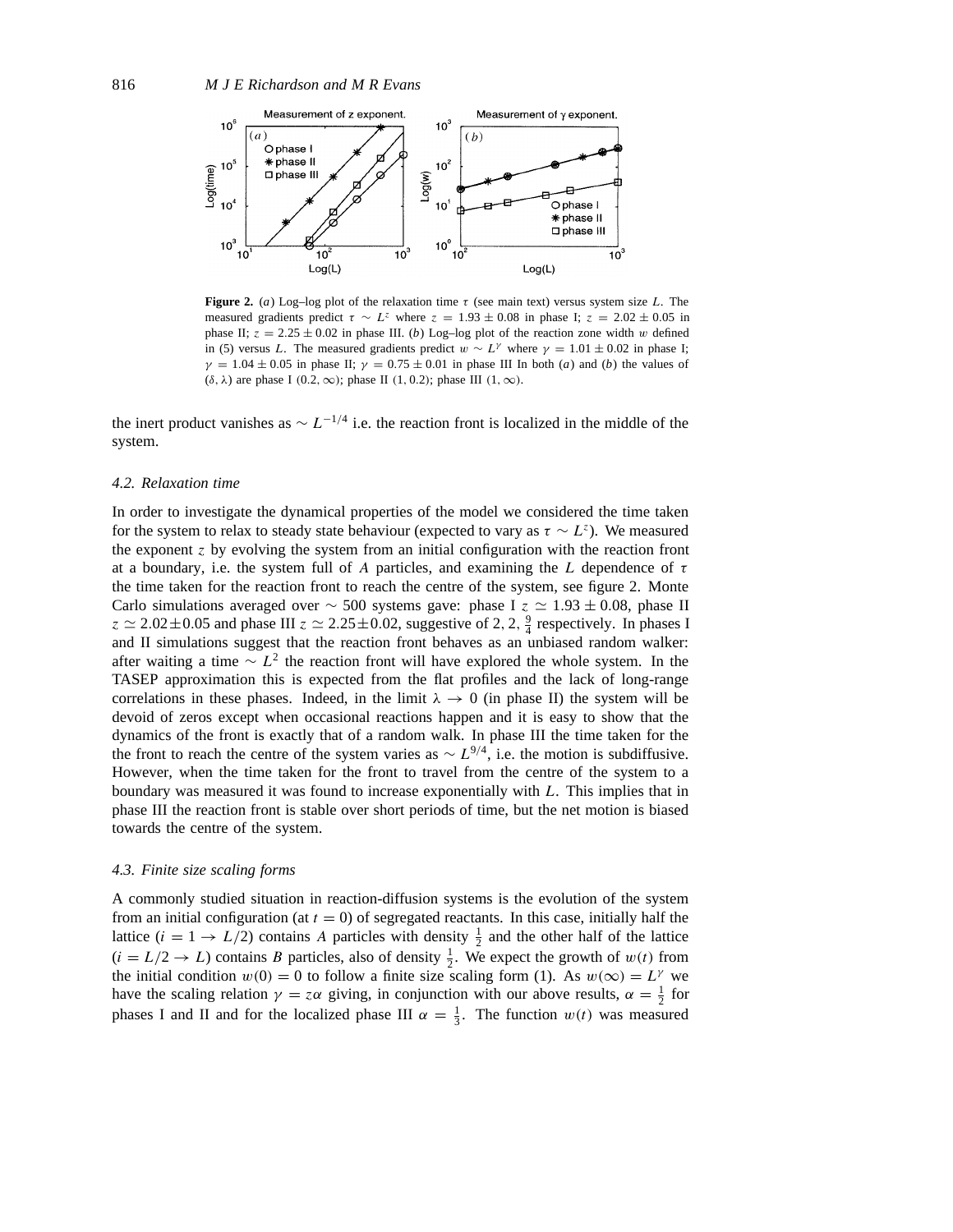Measurement of z exponent.

(a)

○ phase I

✱ phase II

□ phase III

Log(time)

Log(L)

Measurement of γ exponent.

(b)

Log(w)

○ phase I

✱ phase II

□ phase III

Log(L)

**Figure 2.** (*a*) Log–log plot of the relaxation time $\tau$ (see main text) versus system size $L$. The measured gradients predict $\tau \sim L^z$ where $z = 1.93 \pm 0.08$ in phase I; $z = 2.02 \pm 0.05$ in phase II; $z = 2.25 \pm 0.02$ in phase III. (*b*) Log–log plot of the reaction zone width $w$ defined in (5) versus $L$. The measured gradients predict $w \sim L^\gamma$ where $\gamma = 1.01 \pm 0.02$ in phase I; $\gamma = 1.04 \pm 0.05$ in phase II; $\gamma = 0.75 \pm 0.01$ in phase III In both (*a*) and (*b*) the values of $(\delta, \lambda)$ are phase I $(0.2, \infty)$; phase II $(1, 0.2)$; phase III $(1, \infty)$.

the inert product vanishes as $\sim L^{-1/4}$ i.e. the reaction front is localized in the middle of the system.

### 4.2. Relaxation time

In order to investigate the dynamical properties of the model we considered the time taken for the system to relax to steady state behaviour (expected to vary as $\tau \sim L^z$). We measured the exponent $z$ by evolving the system from an initial configuration with the reaction front at a boundary, i.e. the system full of $A$ particles, and examining the $L$ dependence of $\tau$ the time taken for the reaction front to reach the centre of the system, see figure 2. Monte Carlo simulations averaged over $\sim 500$ systems gave: phase I $z \simeq 1.93 \pm 0.08$, phase II $z \simeq 2.02 \pm 0.05$ and phase III $z \simeq 2.25 \pm 0.02$, suggestive of $2, 2, \frac{9}{4}$ respectively. In phases I and II simulations suggest that the reaction front behaves as an unbiased random walker: after waiting a time $\sim L^2$ the reaction front will have explored the whole system. In the TASEP approximation this is expected from the flat profiles and the lack of long-range correlations in these phases. Indeed, in the limit $\lambda \to 0$ (in phase II) the system will be devoid of zeros except when occasional reactions happen and it is easy to show that the dynamics of the front is exactly that of a random walk. In phase III the time taken for the the front to reach the centre of the system varies as $\sim L^{9/4}$, i.e. the motion is subdiffusive. However, when the time taken for the front to travel from the centre of the system to a boundary was measured it was found to increase exponentially with $L$. This implies that in phase III the reaction front is stable over short periods of time, but the net motion is biased towards the centre of the system.

### 4.3. Finite size scaling forms

A commonly studied situation in reaction-diffusion systems is the evolution of the system from an initial configuration (at $t = 0$) of segregated reactants. In this case, initially half the lattice ($i = 1 \to L/2$) contains $A$ particles with density $\frac{1}{2}$ and the other half of the lattice ($i = L/2 \to L$) contains $B$ particles, also of density $\frac{1}{2}$. We expect the growth of $w(t)$ from the initial condition $w(0) = 0$ to follow a finite size scaling form (1). As $w(\infty) = L^\gamma$ we have the scaling relation $\gamma = z\alpha$ giving, in conjunction with our above results, $\alpha = \frac{1}{2}$ for phases I and II and for the localized phase III $\alpha = \frac{1}{3}$. The function $w(t)$ was measured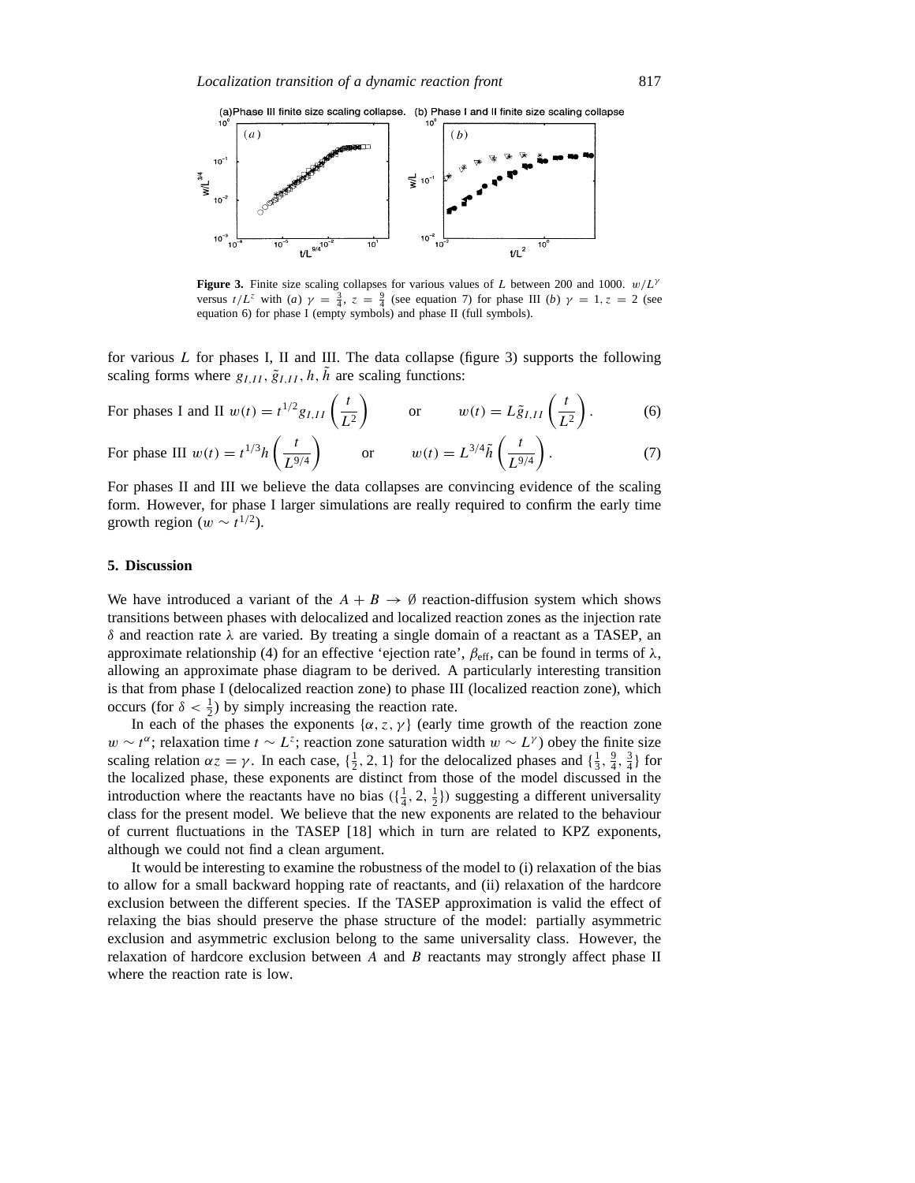(a)Phase III finite size scaling collapse. (b) Phase I and II finite size scaling collapse

(a)

$10^0$

$10^{-1}$

$10^{-2}$

$10^{-3}$

$w/L^{3/4}$

$10^{-8}$ $10^{-5}$ $10^{-2}$ $10^1$

$t/L^{9/4}$

(b)

$10^0$

$10^{-1}$

$10^{-2}$

$w/L$

$10^{-2}$ $10^0$

$t/L^2$

**Figure 3.** Finite size scaling collapses for various values of $L$ between 200 and 1000. $w/L^\gamma$ versus $t/L^z$ with (a) $\gamma = \frac{3}{4}$, $z = \frac{9}{4}$ (see equation 7) for phase III (b) $\gamma = 1, z = 2$ (see equation 6) for phase I (empty symbols) and phase II (full symbols).

for various $L$ for phases I, II and III. The data collapse (figure 3) supports the following scaling forms where $g_{I,II}, \tilde{g}_{I,II}, h, \tilde{h}$ are scaling functions:

$$\text{For phases I and II } w(t) = t^{1/2} g_{I,II}\left(\frac{t}{L^2}\right) \qquad \text{or} \qquad w(t) = L\tilde{g}_{I,II}\left(\frac{t}{L^2}\right). \tag{6}$$

$$\text{For phase III } w(t) = t^{1/3} h\left(\frac{t}{L^{9/4}}\right) \qquad \text{or} \qquad w(t) = L^{3/4}\tilde{h}\left(\frac{t}{L^{9/4}}\right). \tag{7}$$

For phases II and III we believe the data collapses are convincing evidence of the scaling form. However, for phase I larger simulations are really required to confirm the early time growth region ($w \sim t^{1/2}$).

## 5. Discussion

We have introduced a variant of the $A + B \to \emptyset$ reaction-diffusion system which shows transitions between phases with delocalized and localized reaction zones as the injection rate $\delta$ and reaction rate $\lambda$ are varied. By treating a single domain of a reactant as a TASEP, an approximate relationship (4) for an effective 'ejection rate', $\beta_{\text{eff}}$, can be found in terms of $\lambda$, allowing an approximate phase diagram to be derived. A particularly interesting transition is that from phase I (delocalized reaction zone) to phase III (localized reaction zone), which occurs (for $\delta < \frac{1}{2}$) by simply increasing the reaction rate.

In each of the phases the exponents $\{\alpha, z, \gamma\}$ (early time growth of the reaction zone $w \sim t^\alpha$; relaxation time $t \sim L^z$; reaction zone saturation width $w \sim L^\gamma$) obey the finite size scaling relation $\alpha z = \gamma$. In each case, $\{\frac{1}{2}, 2, 1\}$ for the delocalized phases and $\{\frac{1}{3}, \frac{9}{4}, \frac{3}{4}\}$ for the localized phase, these exponents are distinct from those of the model discussed in the introduction where the reactants have no bias ($\{\frac{1}{4}, 2, \frac{1}{2}\}$) suggesting a different universality class for the present model. We believe that the new exponents are related to the behaviour of current fluctuations in the TASEP [18] which in turn are related to KPZ exponents, although we could not find a clean argument.

It would be interesting to examine the robustness of the model to (i) relaxation of the bias to allow for a small backward hopping rate of reactants, and (ii) relaxation of the hardcore exclusion between the different species. If the TASEP approximation is valid the effect of relaxing the bias should preserve the phase structure of the model: partially asymmetric exclusion and asymmetric exclusion belong to the same universality class. However, the relaxation of hardcore exclusion between $A$ and $B$ reactants may strongly affect phase II where the reaction rate is low.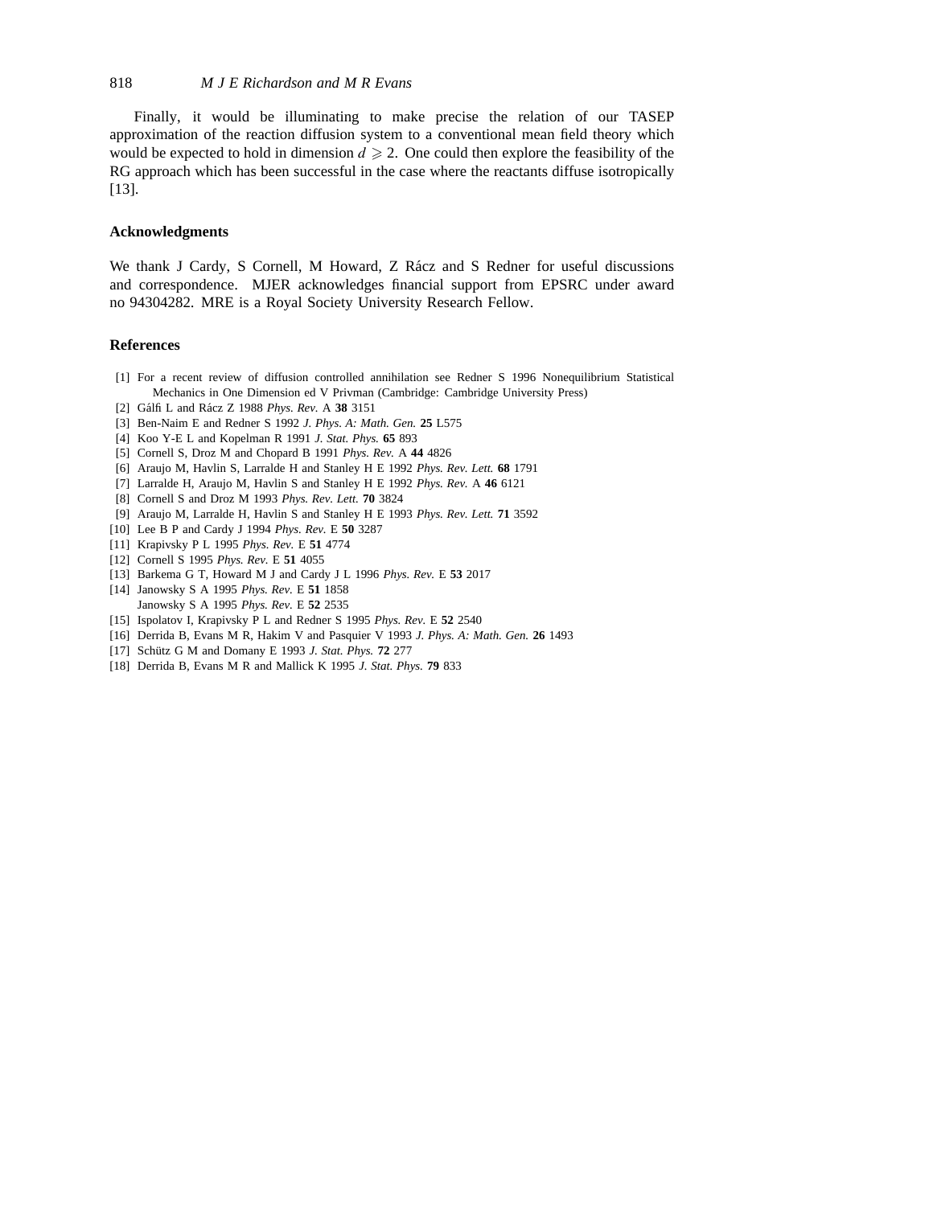Finally, it would be illuminating to make precise the relation of our TASEP approximation of the reaction diffusion system to a conventional mean field theory which would be expected to hold in dimension $d \geqslant 2$. One could then explore the feasibility of the RG approach which has been successful in the case where the reactants diffuse isotropically [13].

## Acknowledgments

We thank J Cardy, S Cornell, M Howard, Z Rácz and S Redner for useful discussions and correspondence. MJER acknowledges financial support from EPSRC under award no 94304282. MRE is a Royal Society University Research Fellow.

## References

[1] For a recent review of diffusion controlled annihilation see Redner S 1996 Nonequilibrium Statistical Mechanics in One Dimension ed V Privman (Cambridge: Cambridge University Press)
[2] Gálfi L and Rácz Z 1988 *Phys. Rev.* A **38** 3151
[3] Ben-Naim E and Redner S 1992 *J. Phys. A: Math. Gen.* **25** L575
[4] Koo Y-E L and Kopelman R 1991 *J. Stat. Phys.* **65** 893
[5] Cornell S, Droz M and Chopard B 1991 *Phys. Rev.* A **44** 4826
[6] Araujo M, Havlin S, Larralde H and Stanley H E 1992 *Phys. Rev. Lett.* **68** 1791
[7] Larralde H, Araujo M, Havlin S and Stanley H E 1992 *Phys. Rev.* A **46** 6121
[8] Cornell S and Droz M 1993 *Phys. Rev. Lett.* **70** 3824
[9] Araujo M, Larralde H, Havlin S and Stanley H E 1993 *Phys. Rev. Lett.* **71** 3592
[10] Lee B P and Cardy J 1994 *Phys. Rev.* E **50** 3287
[11] Krapivsky P L 1995 *Phys. Rev.* E **51** 4774
[12] Cornell S 1995 *Phys. Rev.* E **51** 4055
[13] Barkema G T, Howard M J and Cardy J L 1996 *Phys. Rev.* E **53** 2017
[14] Janowsky S A 1995 *Phys. Rev.* E **51** 1858
Janowsky S A 1995 *Phys. Rev.* E **52** 2535
[15] Ispolatov I, Krapivsky P L and Redner S 1995 *Phys. Rev.* E **52** 2540
[16] Derrida B, Evans M R, Hakim V and Pasquier V 1993 *J. Phys. A: Math. Gen.* **26** 1493
[17] Schütz G M and Domany E 1993 *J. Stat. Phys.* **72** 277
[18] Derrida B, Evans M R and Mallick K 1995 *J. Stat. Phys.* **79** 833